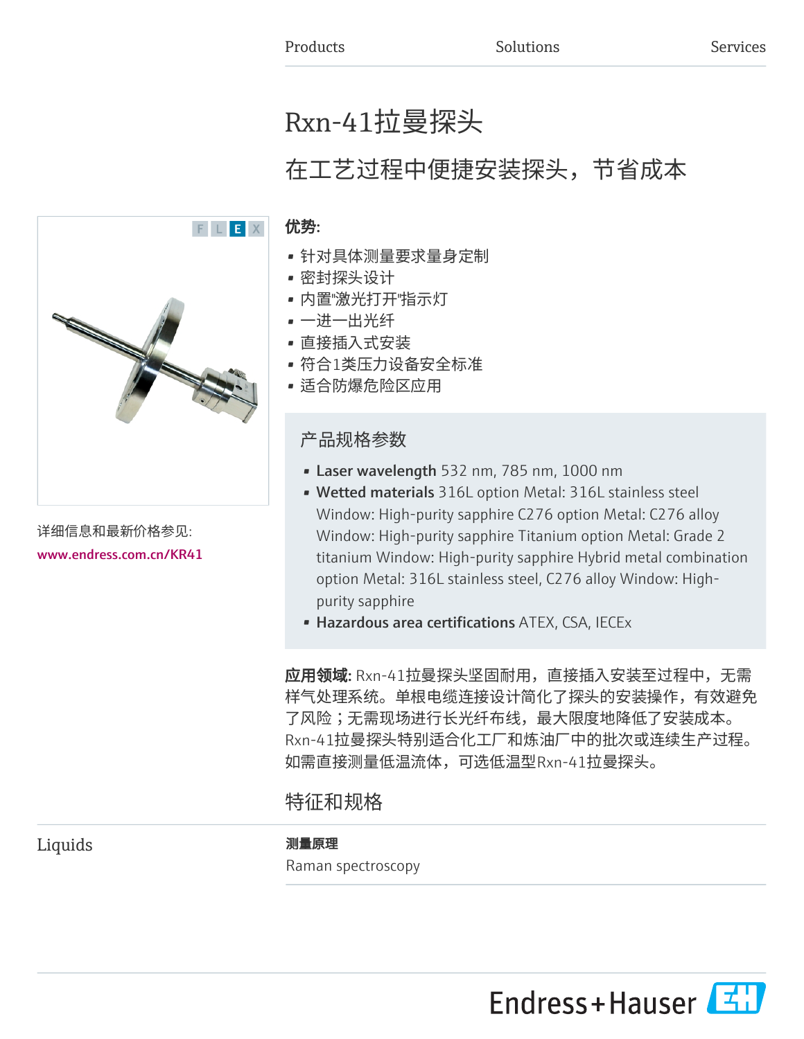Products Solutions Services

# Rxn-41拉曼探头

## 在工艺过程中便捷安装探头，节省成本

F L E X

详细信息和最新价格参见:

www.endress.com.cn/KR41

**优势:**

- 针对具体测量要求量身定制
- 密封探头设计
- 内置"激光打开"指示灯
- 一进一出光纤
- 直接插入式安装
- 符合1类压力设备安全标准
- 适合防爆危险区应用

### 产品规格参数

- **Laser wavelength** 532 nm, 785 nm, 1000 nm
- **Wetted materials** 316L option Metal: 316L stainless steel Window: High-purity sapphire C276 option Metal: C276 alloy Window: High-purity sapphire Titanium option Metal: Grade 2 titanium Window: High-purity sapphire Hybrid metal combination option Metal: 316L stainless steel, C276 alloy Window: High-purity sapphire
- **Hazardous area certifications** ATEX, CSA, IECEx

**应用领域:** Rxn-41拉曼探头坚固耐用，直接插入安装至过程中，无需样气处理系统。单根电缆连接设计简化了探头的安装操作，有效避免了风险；无需现场进行长光纤布线，最大限度地降低了安装成本。Rxn-41拉曼探头特别适合化工厂和炼油厂中的批次或连续生产过程。如需直接测量低温流体，可选低温型Rxn-41拉曼探头。

## 特征和规格

Liquids

**测量原理**

Raman spectroscopy

Endress+Hauser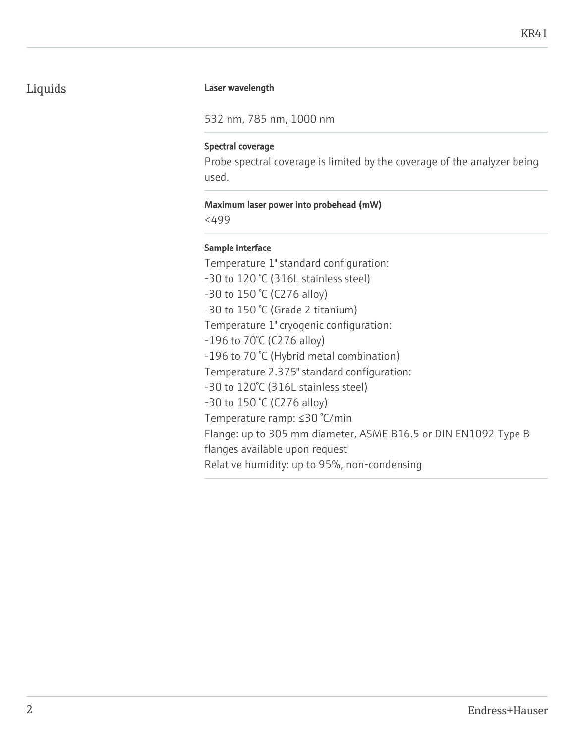## Liquids

#### Laser wavelength

532 nm, 785 nm, 1000 nm

#### Spectral coverage

Probe spectral coverage is limited by the coverage of the analyzer being used.

#### Maximum laser power into probehead (mW)

<499

#### Sample interface

Temperature 1" standard configuration:
-30 to 120 °C (316L stainless steel)
-30 to 150 °C (C276 alloy)
-30 to 150 °C (Grade 2 titanium)
Temperature 1" cryogenic configuration:
-196 to 70°C (C276 alloy)
-196 to 70 °C (Hybrid metal combination)
Temperature 2.375" standard configuration:
-30 to 120°C (316L stainless steel)
-30 to 150 °C (C276 alloy)
Temperature ramp: ≤30 °C/min
Flange: up to 305 mm diameter, ASME B16.5 or DIN EN1092 Type B flanges available upon request
Relative humidity: up to 95%, non-condensing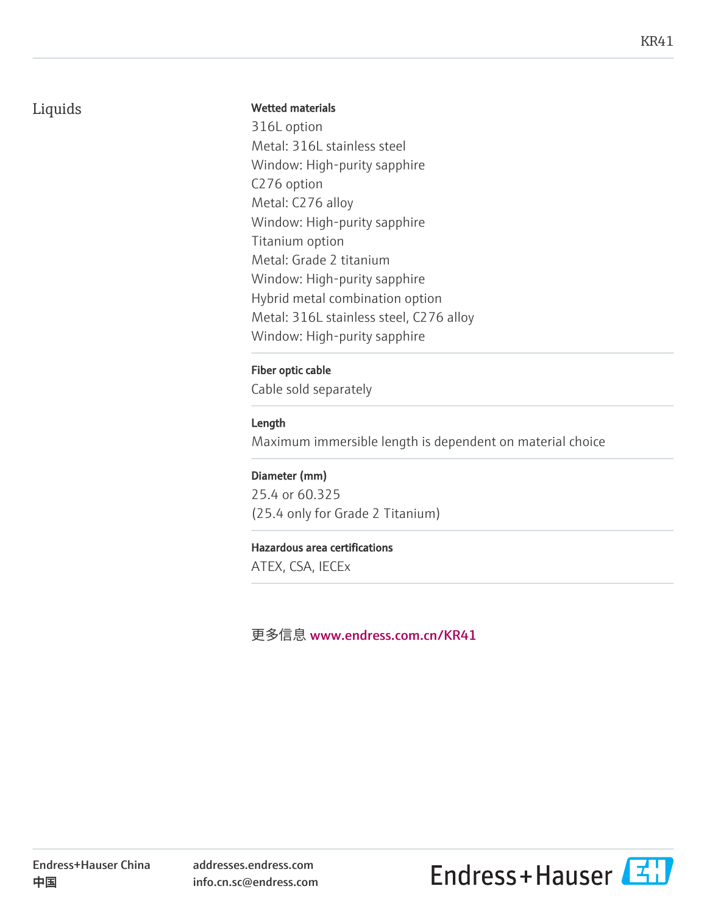## Liquids

**Wetted materials**

316L option
Metal: 316L stainless steel
Window: High-purity sapphire
C276 option
Metal: C276 alloy
Window: High-purity sapphire
Titanium option
Metal: Grade 2 titanium
Window: High-purity sapphire
Hybrid metal combination option
Metal: 316L stainless steel, C276 alloy
Window: High-purity sapphire

**Fiber optic cable**

Cable sold separately

**Length**

Maximum immersible length is dependent on material choice

**Diameter (mm)**

25.4 or 60.325
(25.4 only for Grade 2 Titanium)

**Hazardous area certifications**

ATEX, CSA, IECEx

更多信息 www.endress.com.cn/KR41

Endress+Hauser China
中国

addresses.endress.com
info.cn.sc@endress.com